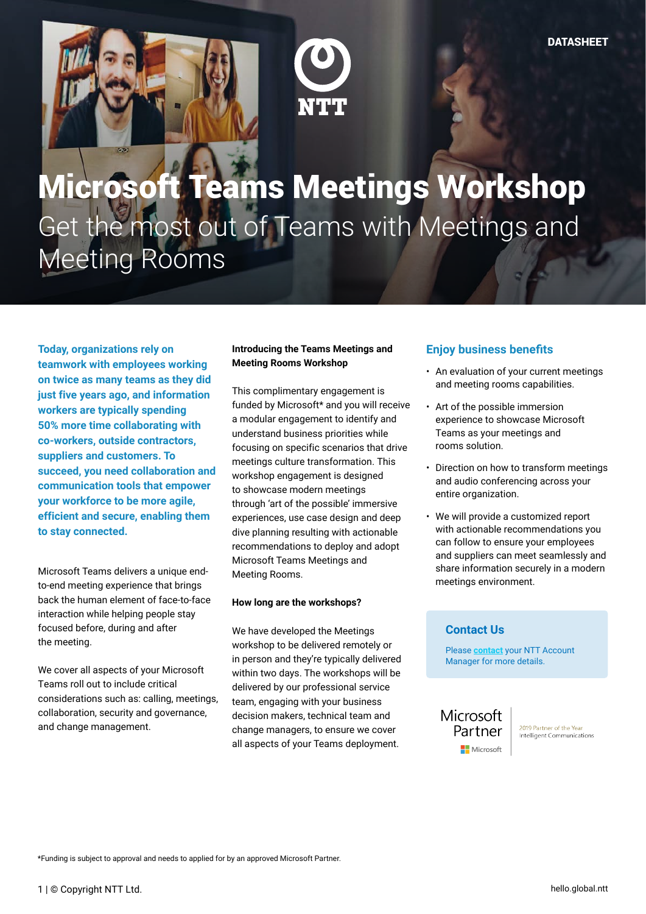DATASHEET

# Microsoft Teams Meetings Workshop

## Get the most out of Teams with Meetings and Meeting Rooms

**Today, organizations rely on teamwork with employees working on twice as many teams as they did just five years ago, and information workers are typically spending 50% more time collaborating with co-workers, outside contractors, suppliers and customers. To succeed, you need collaboration and communication tools that empower your workforce to be more agile, efficient and secure, enabling them to stay connected.**

Microsoft Teams delivers a unique end-to-end meeting experience that brings back the human element of face-to-face interaction while helping people stay focused before, during and after the meeting.

We cover all aspects of your Microsoft Teams roll out to include critical considerations such as: calling, meetings, collaboration, security and governance, and change management.

**Introducing the Teams Meetings and Meeting Rooms Workshop**

This complimentary engagement is funded by Microsoft* and you will receive a modular engagement to identify and understand business priorities while focusing on specific scenarios that drive meetings culture transformation. This workshop engagement is designed to showcase modern meetings through 'art of the possible' immersive experiences, use case design and deep dive planning resulting with actionable recommendations to deploy and adopt Microsoft Teams Meetings and Meeting Rooms.

**How long are the workshops?**

We have developed the Meetings workshop to be delivered remotely or in person and they're typically delivered within two days. The workshops will be delivered by our professional service team, engaging with your business decision makers, technical team and change managers, to ensure we cover all aspects of your Teams deployment.

## Enjoy business benefits

- An evaluation of your current meetings and meeting rooms capabilities.
- Art of the possible immersion experience to showcase Microsoft Teams as your meetings and rooms solution.
- Direction on how to transform meetings and audio conferencing across your entire organization.
- We will provide a customized report with actionable recommendations you can follow to ensure your employees and suppliers can meet seamlessly and share information securely in a modern meetings environment.

### Contact Us

Please contact your NTT Account Manager for more details.

Microsoft Partner — 2019 Partner of the Year Intelligent Communications

*Funding is subject to approval and needs to applied for by an approved Microsoft Partner.

© Copyright NTT Ltd.

hello.global.ntt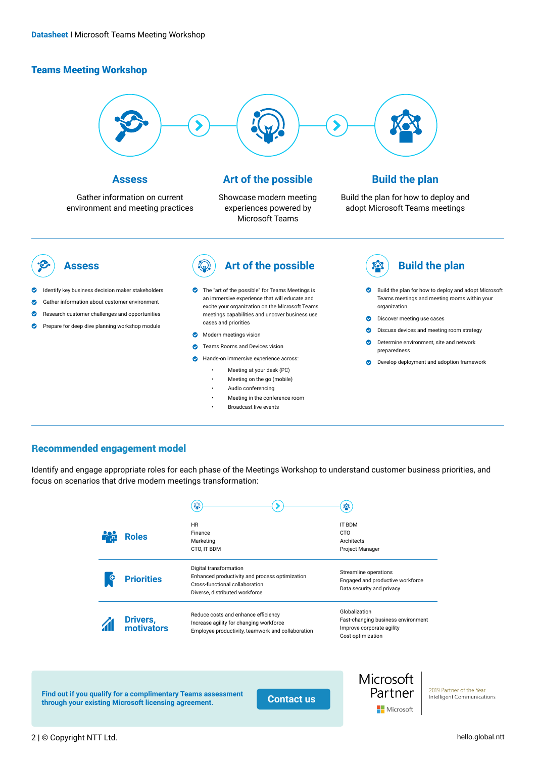## Teams Meeting Workshop

### Assess

Gather information on current environment and meeting practices

### Art of the possible

Showcase modern meeting experiences powered by Microsoft Teams

### Build the plan

Build the plan for how to deploy and adopt Microsoft Teams meetings

### Assess

- Identify key business decision maker stakeholders
- Gather information about customer environment
- Research customer challenges and opportunities
- Prepare for deep dive planning workshop module

### Art of the possible

- The "art of the possible" for Teams Meetings is an immersive experience that will educate and excite your organization on the Microsoft Teams meetings capabilities and uncover business use cases and priorities
- Modern meetings vision
- Teams Rooms and Devices vision
- Hands-on immersive experience across:
  - Meeting at your desk (PC)
  - Meeting on the go (mobile)
  - Audio conferencing
  - Meeting in the conference room
  - Broadcast live events

### Build the plan

- Build the plan for how to deploy and adopt Microsoft Teams meetings and meeting rooms within your organization
- Discover meeting use cases
- Discuss devices and meeting room strategy
- Determine environment, site and network preparedness
- Develop deployment and adoption framework

## Recommended engagement model

Identify and engage appropriate roles for each phase of the Meetings Workshop to understand customer business priorities, and focus on scenarios that drive modern meetings transformation:

| | | |
|---|---|---|
| **Roles** | HR<br>Finance<br>Marketing<br>CTO, IT BDM | IT BDM<br>CTO<br>Architects<br>Project Manager |
| **Priorities** | Digital transformation<br>Enhanced productivity and process optimization<br>Cross-functional collaboration<br>Diverse, distributed workforce | Streamline operations<br>Engaged and productive workforce<br>Data security and privacy |
| **Drivers, motivators** | Reduce costs and enhance efficiency<br>Increase agility for changing workforce<br>Employee productivity, teamwork and collaboration | Globalization<br>Fast-changing business environment<br>Improve corporate agility<br>Cost optimization |

**Find out if you qualify for a complimentary Teams assessment through your existing Microsoft licensing agreement.**

**Contact us**

Microsoft Partner

Microsoft

2019 Partner of the Year
Intelligent Communications

© Copyright NTT Ltd.

hello.global.ntt